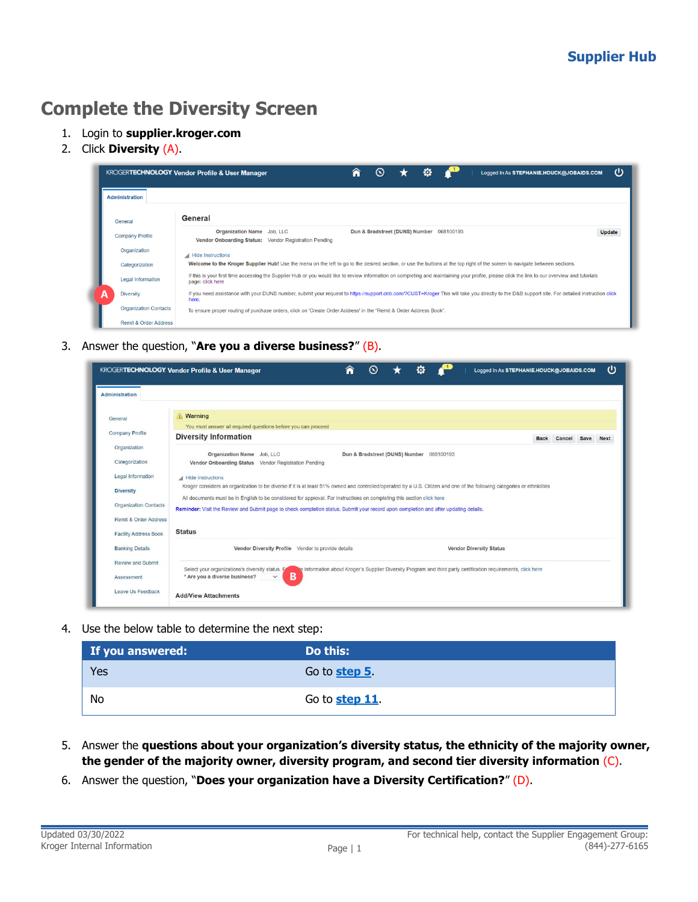# Complete the Diversity Screen

1. Login to **supplier.kroger.com**
2. Click **Diversity** (A).
3. Answer the question, "**Are you a diverse business?**" (B).
4. Use the below table to determine the next step:

| If you answered: | Do this: |
| --- | --- |
| Yes | Go to **step 5**. |
| No | Go to **step 11**. |

5. Answer the **questions about your organization's diversity status, the ethnicity of the majority owner, the gender of the majority owner, diversity program, and second tier diversity information** (C).
6. Answer the question, "**Does your organization have a Diversity Certification?**" (D).

Updated 03/30/2022
Kroger Internal Information

For technical help, contact the Supplier Engagement Group: (844)-277-6165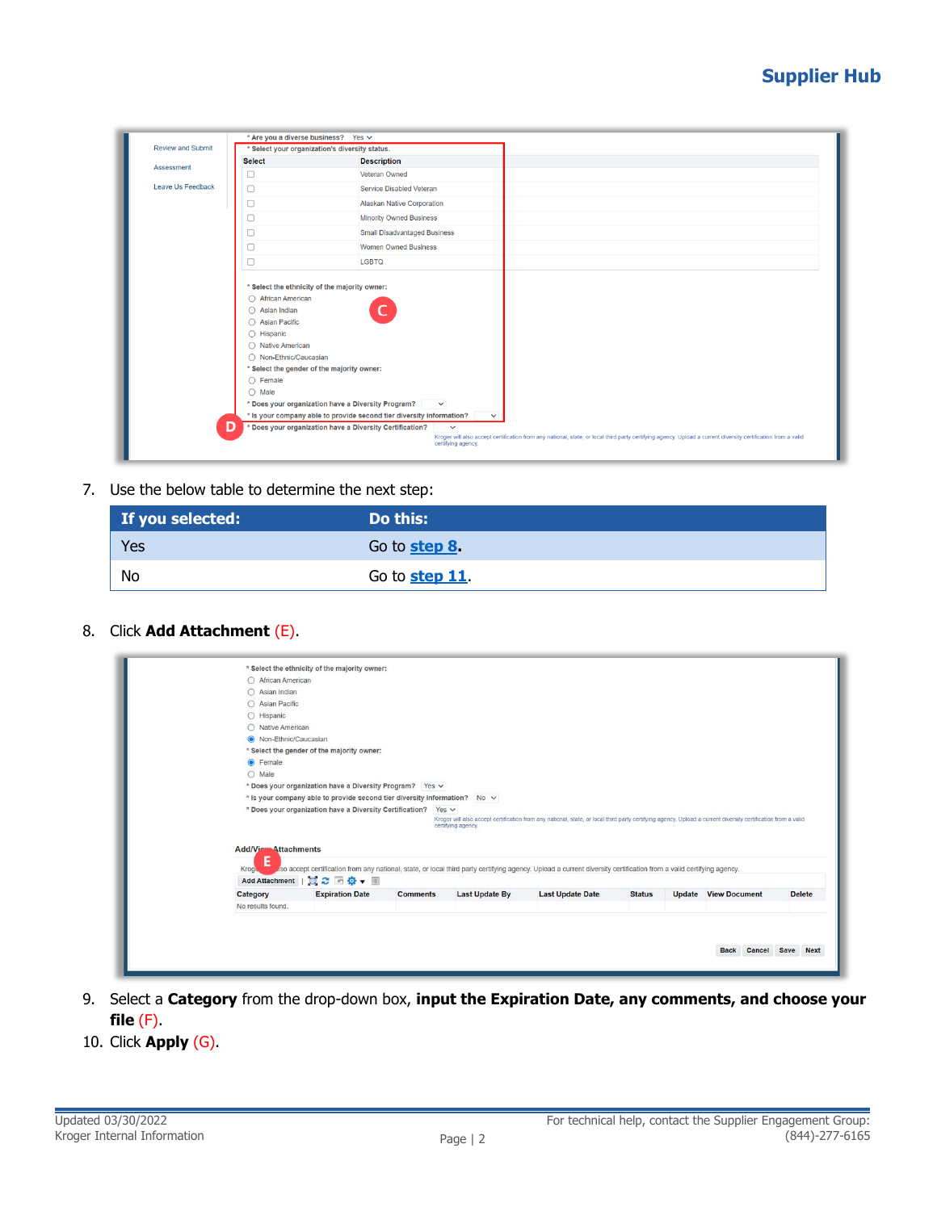7. Use the below table to determine the next step:

| If you selected: | Do this: |
|---|---|
| Yes | Go to **step 8**. |
| No | Go to **step 11**. |

8. Click **Add Attachment** (E).

9. Select a **Category** from the drop-down box, **input the Expiration Date, any comments, and choose your file** (F).
10. Click **Apply** (G).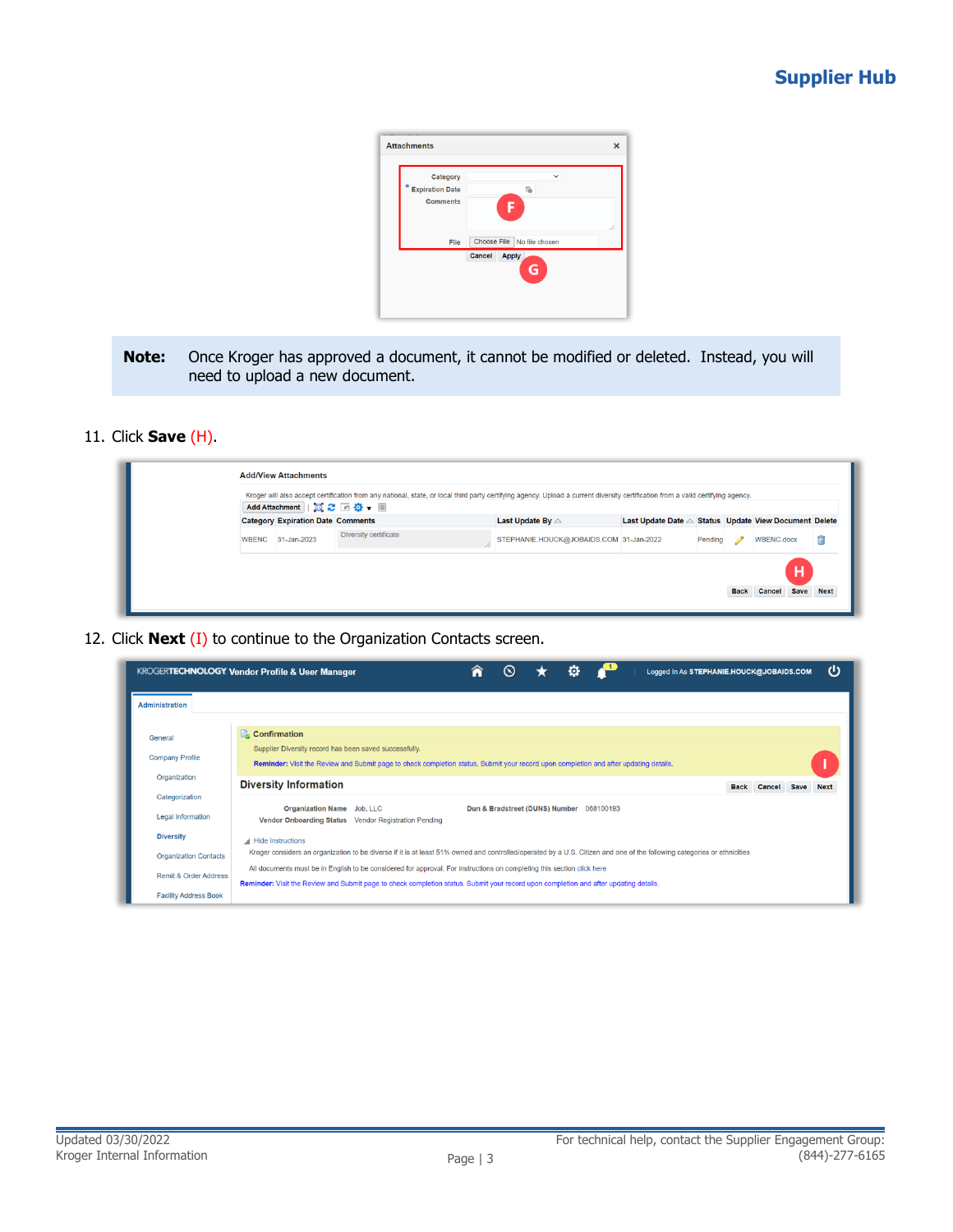**Note:** Once Kroger has approved a document, it cannot be modified or deleted. Instead, you will need to upload a new document.

11. Click **Save** (H).

12. Click **Next** (I) to continue to the Organization Contacts screen.